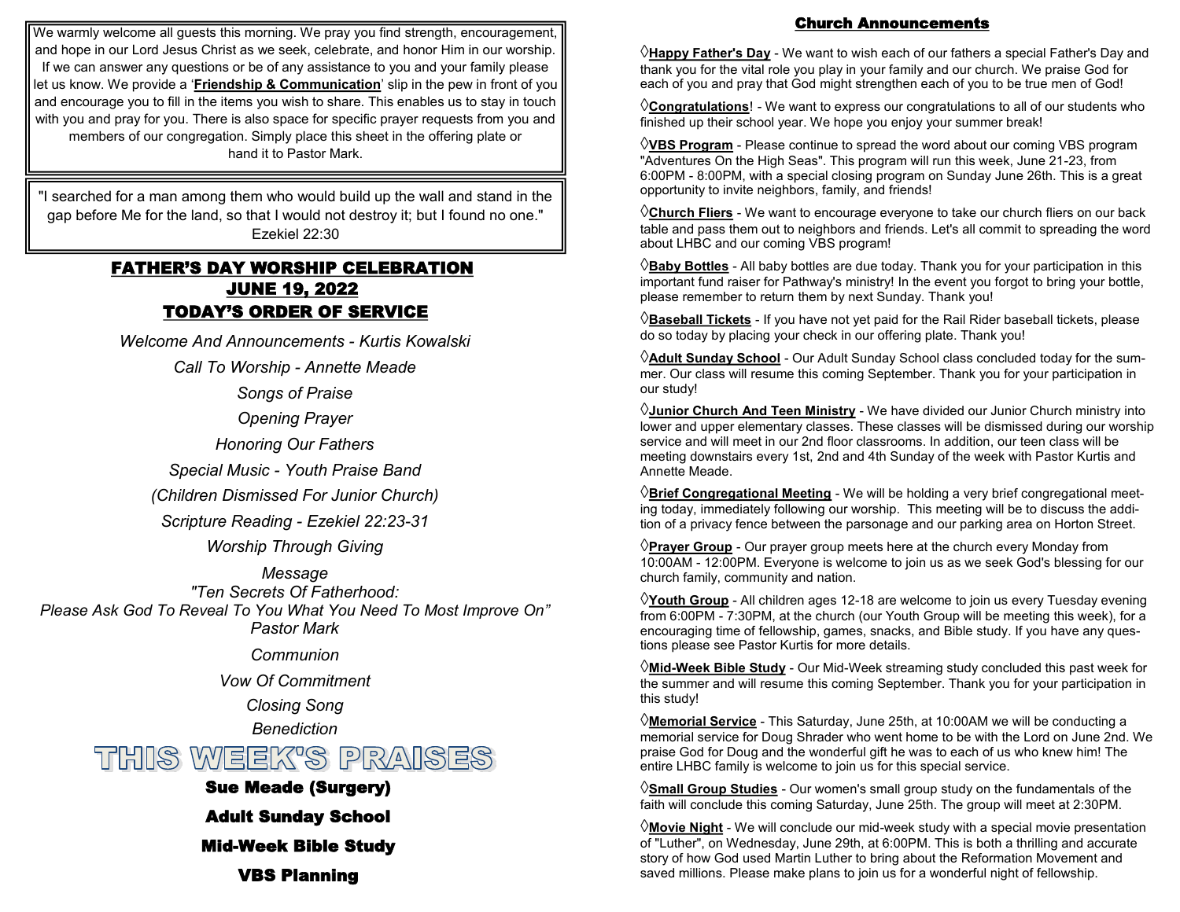We warmly welcome all guests this morning. We pray you find strength, encouragement, and hope in our Lord Jesus Christ as we seek, celebrate, and honor Him in our worship. If we can answer any questions or be of any assistance to you and your family please let us know. We provide a '**Friendship & Communication**' slip in the pew in front of you and encourage you to fill in the items you wish to share. This enables us to stay in touch with you and pray for you. There is also space for specific prayer requests from you and members of our congregation. Simply place this sheet in the offering plate or hand it to Pastor Mark.

"I searched for a man among them who would build up the wall and stand in the gap before Me for the land, so that I would not destroy it; but I found no one." Ezekiel 22:30

# FATHER'S DAY WORSHIP CELEBRATION
# JUNE 19, 2022
# TODAY'S ORDER OF SERVICE

*Welcome And Announcements - Kurtis Kowalski*

*Call To Worship - Annette Meade*

*Songs of Praise*

*Opening Prayer*

*Honoring Our Fathers*

*Special Music - Youth Praise Band*

*(Children Dismissed For Junior Church)*

*Scripture Reading - Ezekiel 22:23-31*

*Worship Through Giving*

*Message*
*"Ten Secrets Of Fatherhood:*
*Please Ask God To Reveal To You What You Need To Most Improve On"*
*Pastor Mark*

*Communion*

*Vow Of Commitment*

*Closing Song*

*Benediction*

# THIS WEEK'S PRAISES

**Sue Meade (Surgery)**

**Adult Sunday School**

**Mid-Week Bible Study**

**VBS Planning**

## Church Announcements

◊**Happy Father's Day** - We want to wish each of our fathers a special Father's Day and thank you for the vital role you play in your family and our church. We praise God for each of you and pray that God might strengthen each of you to be true men of God!

◊**Congratulations**! - We want to express our congratulations to all of our students who finished up their school year. We hope you enjoy your summer break!

◊**VBS Program** - Please continue to spread the word about our coming VBS program "Adventures On the High Seas". This program will run this week, June 21-23, from 6:00PM - 8:00PM, with a special closing program on Sunday June 26th. This is a great opportunity to invite neighbors, family, and friends!

◊**Church Fliers** - We want to encourage everyone to take our church fliers on our back table and pass them out to neighbors and friends. Let's all commit to spreading the word about LHBC and our coming VBS program!

◊**Baby Bottles** - All baby bottles are due today. Thank you for your participation in this important fund raiser for Pathway's ministry! In the event you forgot to bring your bottle, please remember to return them by next Sunday. Thank you!

◊**Baseball Tickets** - If you have not yet paid for the Rail Rider baseball tickets, please do so today by placing your check in our offering plate. Thank you!

◊**Adult Sunday School** - Our Adult Sunday School class concluded today for the summer. Our class will resume this coming September. Thank you for your participation in our study!

◊**Junior Church And Teen Ministry** - We have divided our Junior Church ministry into lower and upper elementary classes. These classes will be dismissed during our worship service and will meet in our 2nd floor classrooms. In addition, our teen class will be meeting downstairs every 1st, 2nd and 4th Sunday of the week with Pastor Kurtis and Annette Meade.

◊**Brief Congregational Meeting** - We will be holding a very brief congregational meeting today, immediately following our worship. This meeting will be to discuss the addition of a privacy fence between the parsonage and our parking area on Horton Street.

◊**Prayer Group** - Our prayer group meets here at the church every Monday from 10:00AM - 12:00PM. Everyone is welcome to join us as we seek God's blessing for our church family, community and nation.

◊**Youth Group** - All children ages 12-18 are welcome to join us every Tuesday evening from 6:00PM - 7:30PM, at the church (our Youth Group will be meeting this week), for a encouraging time of fellowship, games, snacks, and Bible study. If you have any questions please see Pastor Kurtis for more details.

◊**Mid-Week Bible Study** - Our Mid-Week streaming study concluded this past week for the summer and will resume this coming September. Thank you for your participation in this study!

◊**Memorial Service** - This Saturday, June 25th, at 10:00AM we will be conducting a memorial service for Doug Shrader who went home to be with the Lord on June 2nd. We praise God for Doug and the wonderful gift he was to each of us who knew him! The entire LHBC family is welcome to join us for this special service.

◊**Small Group Studies** - Our women's small group study on the fundamentals of the faith will conclude this coming Saturday, June 25th. The group will meet at 2:30PM.

◊**Movie Night** - We will conclude our mid-week study with a special movie presentation of "Luther", on Wednesday, June 29th, at 6:00PM. This is both a thrilling and accurate story of how God used Martin Luther to bring about the Reformation Movement and saved millions. Please make plans to join us for a wonderful night of fellowship.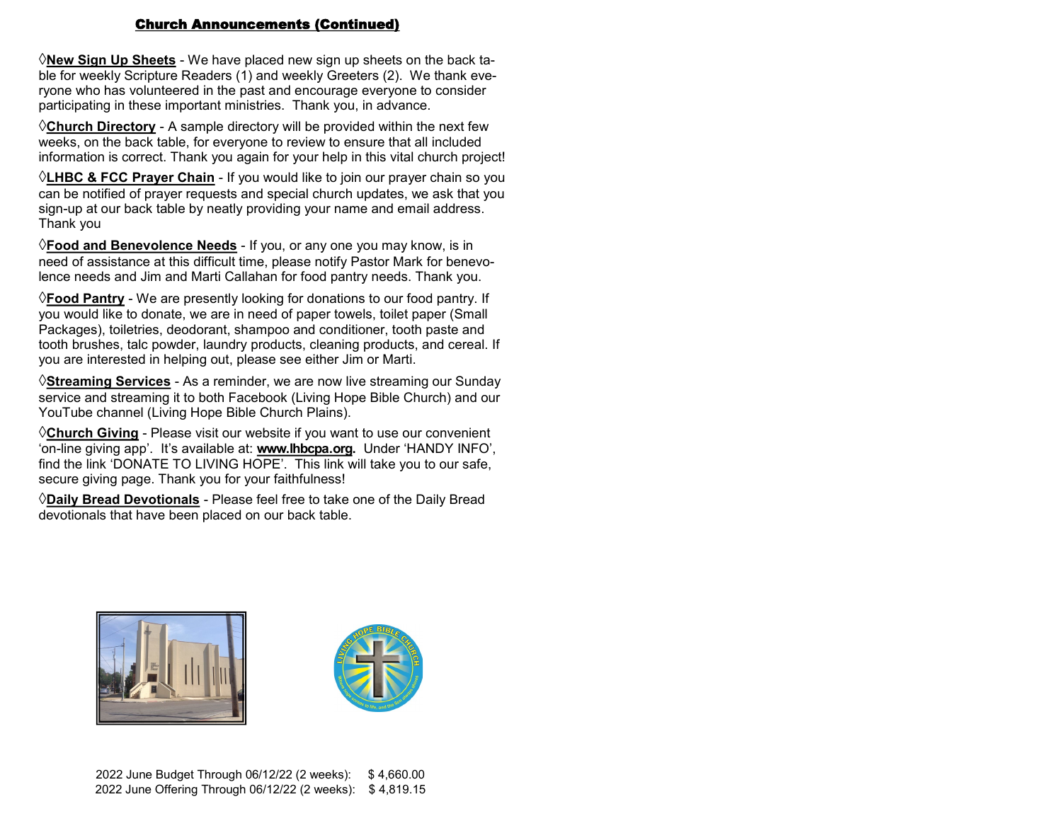## Church Announcements (Continued)

◊**New Sign Up Sheets** - We have placed new sign up sheets on the back table for weekly Scripture Readers (1) and weekly Greeters (2). We thank everyone who has volunteered in the past and encourage everyone to consider participating in these important ministries. Thank you, in advance.

◊**Church Directory** - A sample directory will be provided within the next few weeks, on the back table, for everyone to review to ensure that all included information is correct. Thank you again for your help in this vital church project!

◊**LHBC & FCC Prayer Chain** - If you would like to join our prayer chain so you can be notified of prayer requests and special church updates, we ask that you sign-up at our back table by neatly providing your name and email address. Thank you

◊**Food and Benevolence Needs** - If you, or any one you may know, is in need of assistance at this difficult time, please notify Pastor Mark for benevolence needs and Jim and Marti Callahan for food pantry needs. Thank you.

◊**Food Pantry** - We are presently looking for donations to our food pantry. If you would like to donate, we are in need of paper towels, toilet paper (Small Packages), toiletries, deodorant, shampoo and conditioner, tooth paste and tooth brushes, talc powder, laundry products, cleaning products, and cereal. If you are interested in helping out, please see either Jim or Marti.

◊**Streaming Services** - As a reminder, we are now live streaming our Sunday service and streaming it to both Facebook (Living Hope Bible Church) and our YouTube channel (Living Hope Bible Church Plains).

◊**Church Giving** - Please visit our website if you want to use our convenient 'on-line giving app'. It's available at: **www.lhbcpa.org.** Under 'HANDY INFO', find the link 'DONATE TO LIVING HOPE'. This link will take you to our safe, secure giving page. Thank you for your faithfulness!

◊**Daily Bread Devotionals** - Please feel free to take one of the Daily Bread devotionals that have been placed on our back table.

2022 June Budget Through 06/12/22 (2 weeks): $ 4,660.00
2022 June Offering Through 06/12/22 (2 weeks): $ 4,819.15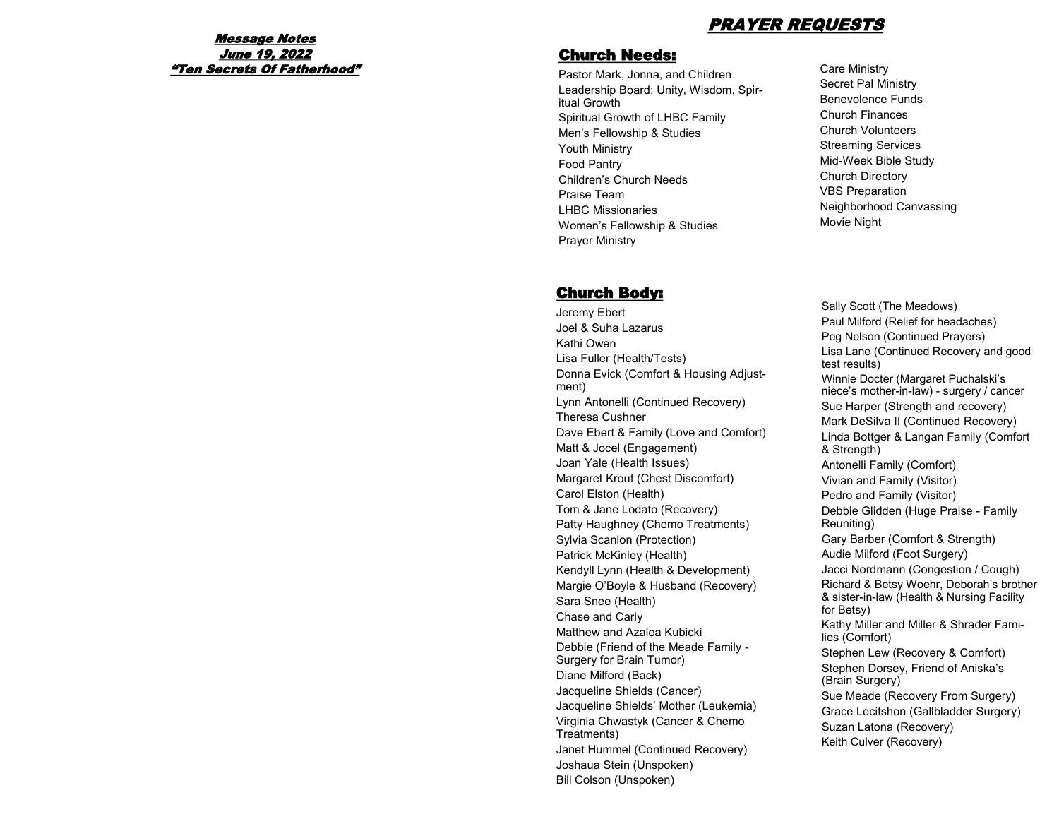***Message Notes***
***June 19, 2022***
***"Ten Secrets Of Fatherhood"***

# *PRAYER REQUESTS*

## Church Needs:

Pastor Mark, Jonna, and Children
Leadership Board: Unity, Wisdom, Spiritual Growth
Spiritual Growth of LHBC Family
Men's Fellowship & Studies
Youth Ministry
Food Pantry
Children's Church Needs
Praise Team
LHBC Missionaries
Women's Fellowship & Studies
Prayer Ministry
Care Ministry
Secret Pal Ministry
Benevolence Funds
Church Finances
Church Volunteers
Streaming Services
Mid-Week Bible Study
Church Directory
VBS Preparation
Neighborhood Canvassing
Movie Night

## Church Body:

Jeremy Ebert
Joel & Suha Lazarus
Kathi Owen
Lisa Fuller (Health/Tests)
Donna Evick (Comfort & Housing Adjustment)
Lynn Antonelli (Continued Recovery)
Theresa Cushner
Dave Ebert & Family (Love and Comfort)
Matt & Jocel (Engagement)
Joan Yale (Health Issues)
Margaret Krout (Chest Discomfort)
Carol Elston (Health)
Tom & Jane Lodato (Recovery)
Patty Haughney (Chemo Treatments)
Sylvia Scanlon (Protection)
Patrick McKinley (Health)
Kendyll Lynn (Health & Development)
Margie O'Boyle & Husband (Recovery)
Sara Snee (Health)
Chase and Carly
Matthew and Azalea Kubicki
Debbie (Friend of the Meade Family - Surgery for Brain Tumor)
Diane Milford (Back)
Jacqueline Shields (Cancer)
Jacqueline Shields' Mother (Leukemia)
Virginia Chwastyk (Cancer & Chemo Treatments)
Janet Hummel (Continued Recovery)
Joshaua Stein (Unspoken)
Bill Colson (Unspoken)
Sally Scott (The Meadows)
Paul Milford (Relief for headaches)
Peg Nelson (Continued Prayers)
Lisa Lane (Continued Recovery and good test results)
Winnie Docter (Margaret Puchalski's niece's mother-in-law) - surgery / cancer
Sue Harper (Strength and recovery)
Mark DeSilva II (Continued Recovery)
Linda Bottger & Langan Family (Comfort & Strength)
Antonelli Family (Comfort)
Vivian and Family (Visitor)
Pedro and Family (Visitor)
Debbie Glidden (Huge Praise - Family Reuniting)
Gary Barber (Comfort & Strength)
Audie Milford (Foot Surgery)
Jacci Nordmann (Congestion / Cough)
Richard & Betsy Woehr, Deborah's brother & sister-in-law (Health & Nursing Facility for Betsy)
Kathy Miller and Miller & Shrader Families (Comfort)
Stephen Lew (Recovery & Comfort)
Stephen Dorsey, Friend of Aniska's (Brain Surgery)
Sue Meade (Recovery From Surgery)
Grace Lecitshon (Gallbladder Surgery)
Suzan Latona (Recovery)
Keith Culver (Recovery)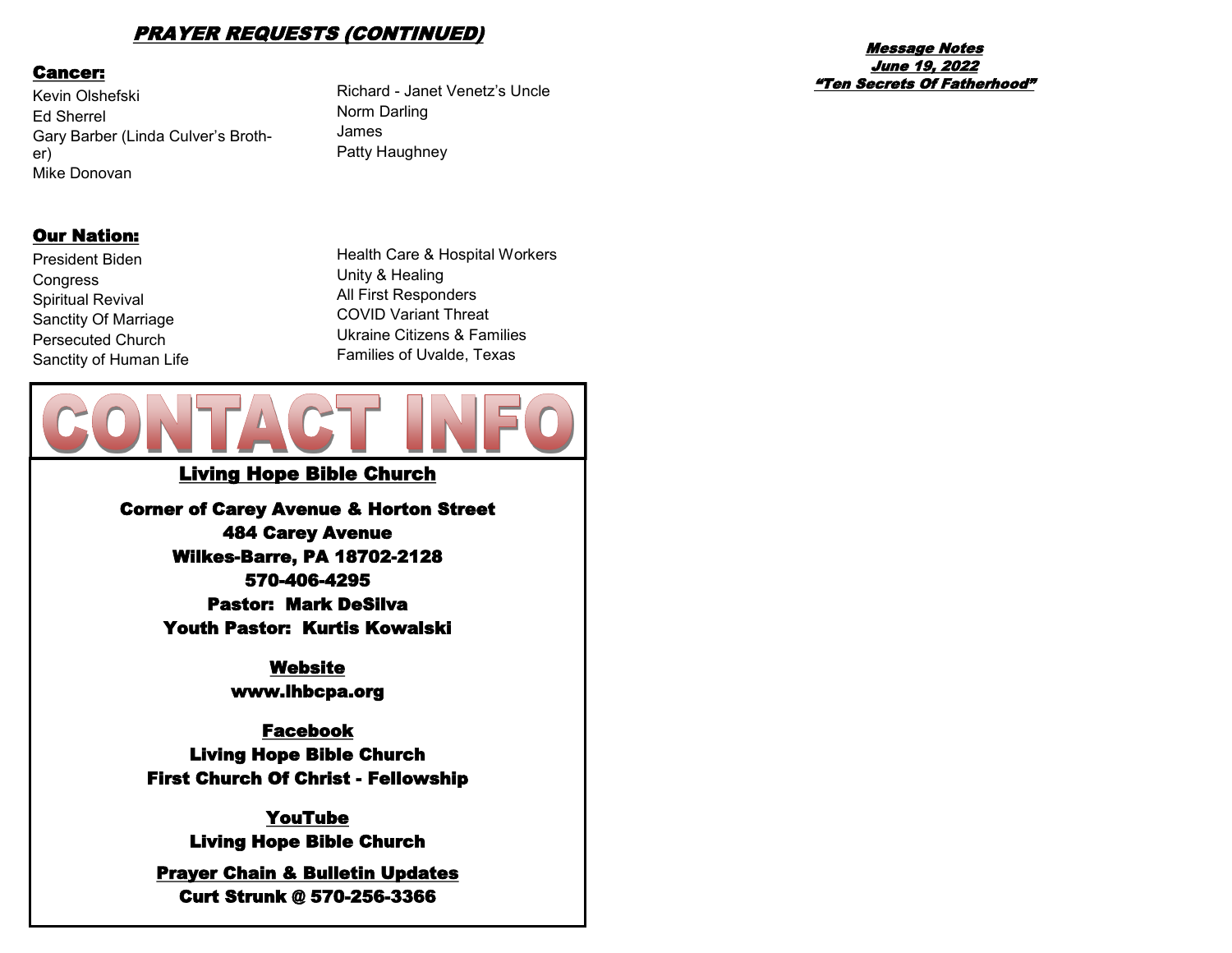## ***PRAYER REQUESTS (CONTINUED)***

### Cancer:

Kevin Olshefski
Ed Sherrel
Gary Barber (Linda Culver's Brother)
Mike Donovan
Richard - Janet Venetz's Uncle
Norm Darling
James
Patty Haughney

### Our Nation:

President Biden
Congress
Spiritual Revival
Sanctity Of Marriage
Persecuted Church
Sanctity of Human Life
Health Care & Hospital Workers
Unity & Healing
All First Responders
COVID Variant Threat
Ukraine Citizens & Families
Families of Uvalde, Texas

# CONTACT INFO

**Living Hope Bible Church**

**Corner of Carey Avenue & Horton Street**
**484 Carey Avenue**
**Wilkes-Barre, PA 18702-2128**
**570-406-4295**
**Pastor: Mark DeSilva**
**Youth Pastor: Kurtis Kowalski**

**Website**
**www.lhbcpa.org**

**Facebook**
**Living Hope Bible Church**
**First Church Of Christ - Fellowship**

**YouTube**
**Living Hope Bible Church**

**Prayer Chain & Bulletin Updates**
**Curt Strunk @ 570-256-3366**

***Message Notes***
***June 19, 2022***
***"Ten Secrets Of Fatherhood"***